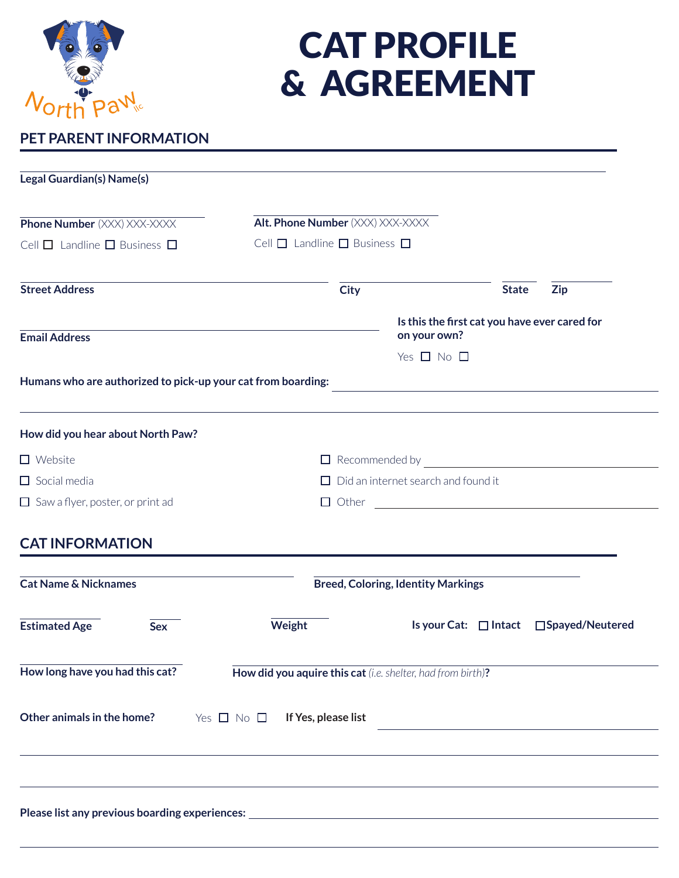North Paw llc

# CAT PROFILE & AGREEMENT

## PET PARENT INFORMATION

**Legal Guardian(s) Name(s)** ______________________________

**Phone Number** (XXX) XXX-XXXX ______________________________

Cell ☐ Landline ☐ Business ☐

**Alt. Phone Number** (XXX) XXX-XXXX ______________________________

Cell ☐ Landline ☐ Business ☐

**Street Address** ______________________________ **City** ______________ **State** ______ **Zip** ______

**Email Address** ______________________________

**Is this the first cat you have ever cared for on your own?**

Yes ☐ No ☐

**Humans who are authorized to pick-up your cat from boarding:** ______________________________

______________________________

**How did you hear about North Paw?**

- ☐ Website
- ☐ Social media
- ☐ Saw a flyer, poster, or print ad
- ☐ Recommended by ______________________________
- ☐ Did an internet search and found it
- ☐ Other ______________________________

## CAT INFORMATION

**Cat Name & Nicknames** ______________________________

**Breed, Coloring, Identity Markings** ______________________________

**Estimated Age** ______ **Sex** ______ **Weight** ______

**Is your Cat:** ☐ **Intact** ☐ **Spayed/Neutered**

**How long have you had this cat?** ______________________________

**How did you aquire this cat** *(i.e. shelter, had from birth)***?** ______________________________

**Other animals in the home?** Yes ☐ No ☐ **If Yes, please list** ______________________________

______________________________

______________________________

**Please list any previous boarding experiences:** ______________________________

______________________________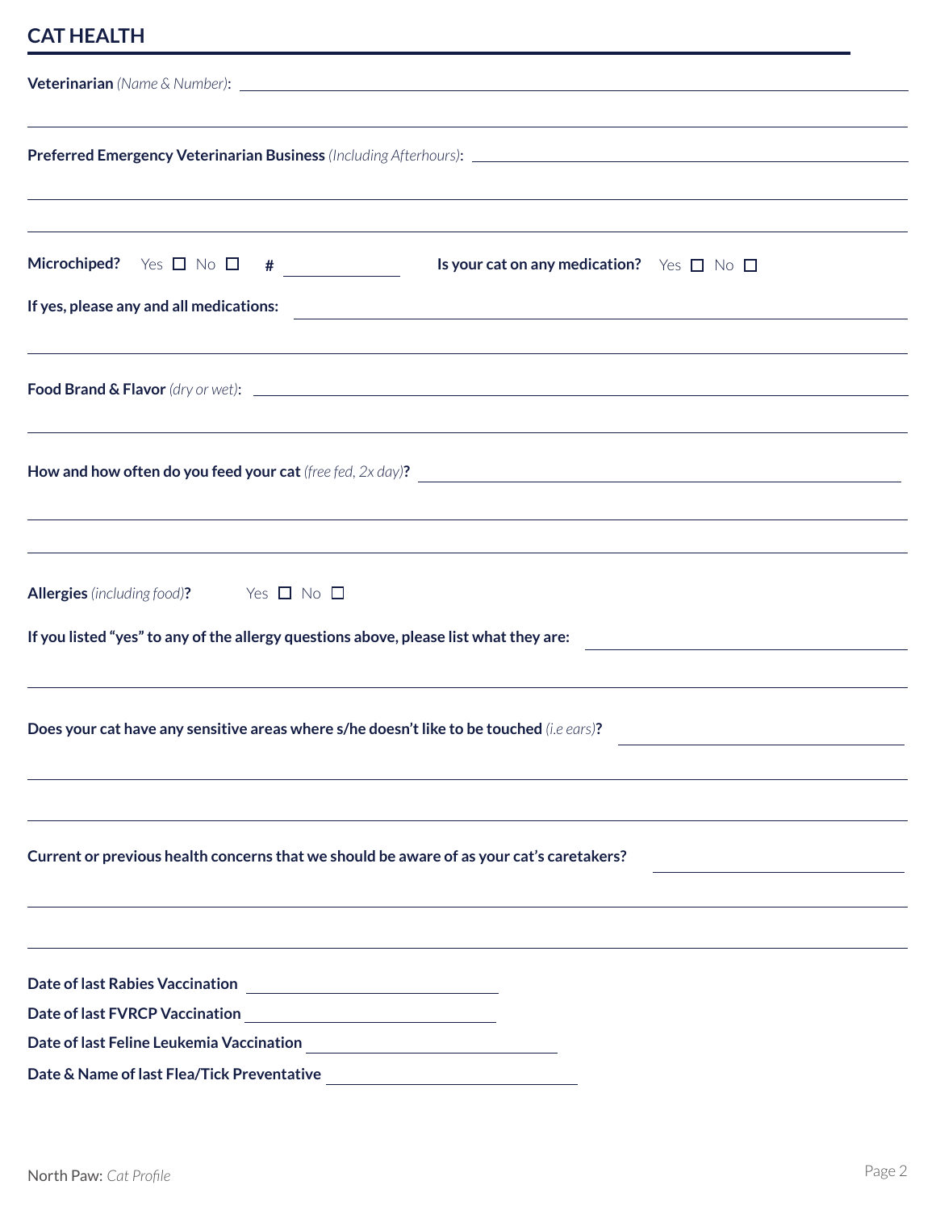## CAT HEALTH

**Veterinarian** *(Name & Number)*: \_\_\_\_\_\_\_\_\_\_\_\_\_\_\_\_\_\_\_\_\_\_\_\_\_\_\_\_\_\_

**Preferred Emergency Veterinarian Business** *(Including Afterhours)*: \_\_\_\_\_\_\_\_\_\_\_\_\_\_\_\_\_\_\_\_\_\_\_\_\_\_\_\_\_\_

**Microchiped?** Yes ☐ No ☐ **#** \_\_\_\_\_\_\_\_\_\_ **Is your cat on any medication?** Yes ☐ No ☐

**If yes, please any and all medications:** \_\_\_\_\_\_\_\_\_\_\_\_\_\_\_\_\_\_\_\_\_\_\_\_\_\_\_\_\_\_

**Food Brand & Flavor** *(dry or wet)*: \_\_\_\_\_\_\_\_\_\_\_\_\_\_\_\_\_\_\_\_\_\_\_\_\_\_\_\_\_\_

**How and how often do you feed your cat** *(free fed, 2x day)***?** \_\_\_\_\_\_\_\_\_\_\_\_\_\_\_\_\_\_\_\_\_\_\_\_\_\_\_\_\_\_

**Allergies** *(including food)***?** Yes ☐ No ☐

**If you listed "yes" to any of the allergy questions above, please list what they are:** \_\_\_\_\_\_\_\_\_\_\_\_\_\_\_\_\_\_\_\_\_\_\_\_\_\_\_\_\_\_

**Does your cat have any sensitive areas where s/he doesn't like to be touched** *(i.e ears)***?** \_\_\_\_\_\_\_\_\_\_\_\_\_\_\_\_\_\_\_\_\_\_\_\_\_\_\_\_\_\_

**Current or previous health concerns that we should be aware of as your cat's caretakers?** \_\_\_\_\_\_\_\_\_\_\_\_\_\_\_\_\_\_\_\_\_\_\_\_\_\_\_\_\_\_

**Date of last Rabies Vaccination** \_\_\_\_\_\_\_\_\_\_\_\_\_\_\_\_\_\_\_\_

**Date of last FVRCP Vaccination** \_\_\_\_\_\_\_\_\_\_\_\_\_\_\_\_\_\_\_\_

**Date of last Feline Leukemia Vaccination** \_\_\_\_\_\_\_\_\_\_\_\_\_\_\_\_\_\_\_\_

**Date & Name of last Flea/Tick Preventative** \_\_\_\_\_\_\_\_\_\_\_\_\_\_\_\_\_\_\_\_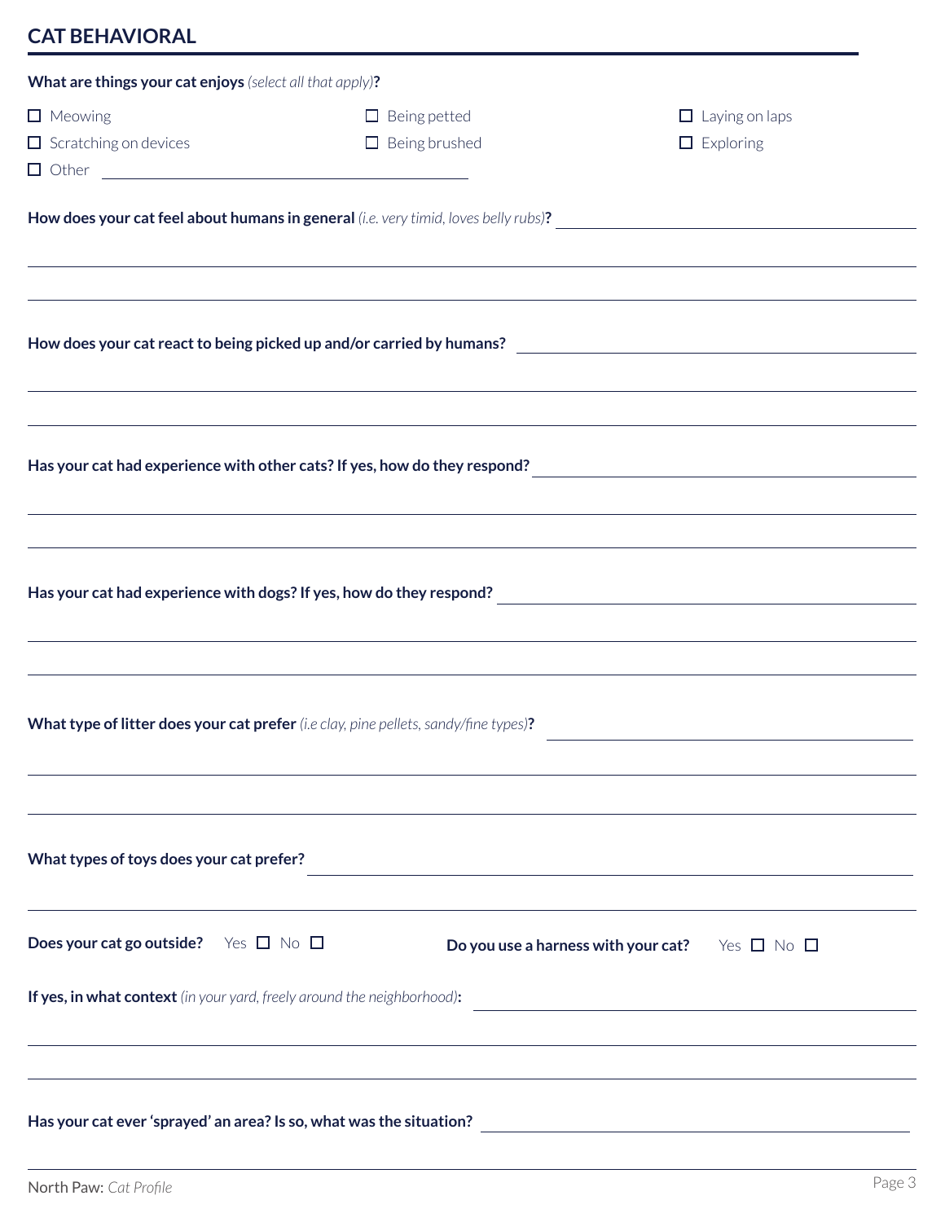## CAT BEHAVIORAL

**What are things your cat enjoys** *(select all that apply)***?**

- ☐ Meowing
- ☐ Being petted
- ☐ Laying on laps
- ☐ Scratching on devices
- ☐ Being brushed
- ☐ Exploring
- ☐ Other ____________________

**How does your cat feel about humans in general** *(i.e. very timid, loves belly rubs)***?** ____________________

____________________

____________________

**How does your cat react to being picked up and/or carried by humans?** ____________________

____________________

____________________

**Has your cat had experience with other cats? If yes, how do they respond?** ____________________

____________________

____________________

**Has your cat had experience with dogs? If yes, how do they respond?** ____________________

____________________

____________________

**What type of litter does your cat prefer** *(i.e clay, pine pellets, sandy/fine types)***?** ____________________

____________________

____________________

**What types of toys does your cat prefer?** ____________________

____________________

**Does your cat go outside?** Yes ☐ No ☐

**Do you use a harness with your cat?** Yes ☐ No ☐

**If yes, in what context** *(in your yard, freely around the neighborhood)***:** ____________________

____________________

____________________

**Has your cat ever 'sprayed' an area? Is so, what was the situation?** ____________________

____________________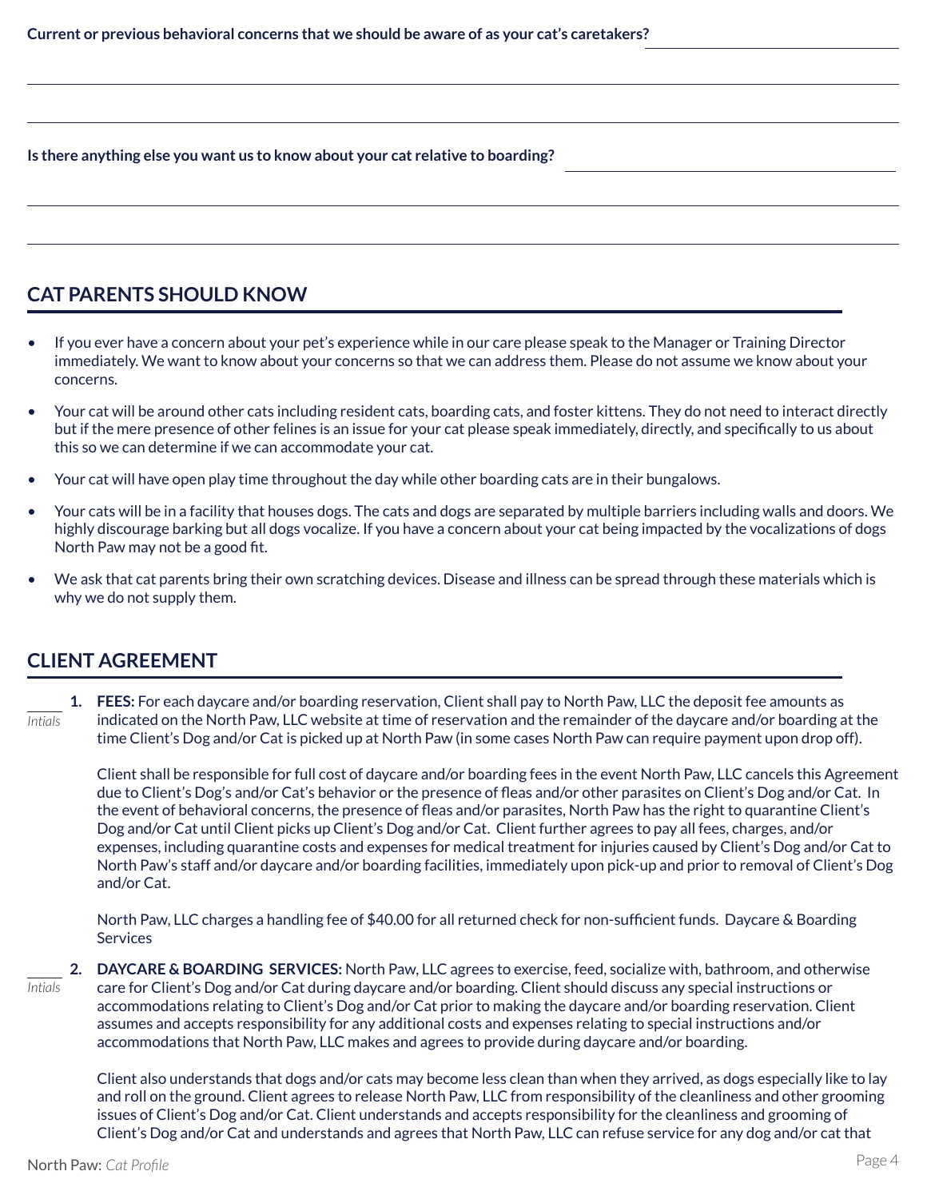**Current or previous behavioral concerns that we should be aware of as your cat's caretakers?** \_\_\_\_\_\_\_\_\_\_\_\_\_\_\_\_\_\_\_\_

\_\_\_\_\_\_\_\_\_\_\_\_\_\_\_\_\_\_\_\_\_\_\_\_\_\_\_\_\_\_\_\_\_\_\_\_\_\_\_\_\_\_\_\_\_\_\_\_\_\_\_\_\_\_\_\_\_\_\_\_

\_\_\_\_\_\_\_\_\_\_\_\_\_\_\_\_\_\_\_\_\_\_\_\_\_\_\_\_\_\_\_\_\_\_\_\_\_\_\_\_\_\_\_\_\_\_\_\_\_\_\_\_\_\_\_\_\_\_\_\_

**Is there anything else you want us to know about your cat relative to boarding?** \_\_\_\_\_\_\_\_\_\_\_\_\_\_\_\_\_\_\_\_

\_\_\_\_\_\_\_\_\_\_\_\_\_\_\_\_\_\_\_\_\_\_\_\_\_\_\_\_\_\_\_\_\_\_\_\_\_\_\_\_\_\_\_\_\_\_\_\_\_\_\_\_\_\_\_\_\_\_\_\_

\_\_\_\_\_\_\_\_\_\_\_\_\_\_\_\_\_\_\_\_\_\_\_\_\_\_\_\_\_\_\_\_\_\_\_\_\_\_\_\_\_\_\_\_\_\_\_\_\_\_\_\_\_\_\_\_\_\_\_\_

## CAT PARENTS SHOULD KNOW

- If you ever have a concern about your pet's experience while in our care please speak to the Manager or Training Director immediately. We want to know about your concerns so that we can address them. Please do not assume we know about your concerns.
- Your cat will be around other cats including resident cats, boarding cats, and foster kittens. They do not need to interact directly but if the mere presence of other felines is an issue for your cat please speak immediately, directly, and specifically to us about this so we can determine if we can accommodate your cat.
- Your cat will have open play time throughout the day while other boarding cats are in their bungalows.
- Your cats will be in a facility that houses dogs. The cats and dogs are separated by multiple barriers including walls and doors. We highly discourage barking but all dogs vocalize. If you have a concern about your cat being impacted by the vocalizations of dogs North Paw may not be a good fit.
- We ask that cat parents bring their own scratching devices. Disease and illness can be spread through these materials which is why we do not supply them.

## CLIENT AGREEMENT

\_\_\_\_\_ *Intials*

1. **FEES:** For each daycare and/or boarding reservation, Client shall pay to North Paw, LLC the deposit fee amounts as indicated on the North Paw, LLC website at time of reservation and the remainder of the daycare and/or boarding at the time Client's Dog and/or Cat is picked up at North Paw (in some cases North Paw can require payment upon drop off).

   Client shall be responsible for full cost of daycare and/or boarding fees in the event North Paw, LLC cancels this Agreement due to Client's Dog's and/or Cat's behavior or the presence of fleas and/or other parasites on Client's Dog and/or Cat. In the event of behavioral concerns, the presence of fleas and/or parasites, North Paw has the right to quarantine Client's Dog and/or Cat until Client picks up Client's Dog and/or Cat. Client further agrees to pay all fees, charges, and/or expenses, including quarantine costs and expenses for medical treatment for injuries caused by Client's Dog and/or Cat to North Paw's staff and/or daycare and/or boarding facilities, immediately upon pick-up and prior to removal of Client's Dog and/or Cat.

   North Paw, LLC charges a handling fee of $40.00 for all returned check for non-sufficient funds. Daycare & Boarding Services

\_\_\_\_\_ *Intials*

2. **DAYCARE & BOARDING SERVICES:** North Paw, LLC agrees to exercise, feed, socialize with, bathroom, and otherwise care for Client's Dog and/or Cat during daycare and/or boarding. Client should discuss any special instructions or accommodations relating to Client's Dog and/or Cat prior to making the daycare and/or boarding reservation. Client assumes and accepts responsibility for any additional costs and expenses relating to special instructions and/or accommodations that North Paw, LLC makes and agrees to provide during daycare and/or boarding.

   Client also understands that dogs and/or cats may become less clean than when they arrived, as dogs especially like to lay and roll on the ground. Client agrees to release North Paw, LLC from responsibility of the cleanliness and other grooming issues of Client's Dog and/or Cat. Client understands and accepts responsibility for the cleanliness and grooming of Client's Dog and/or Cat and understands and agrees that North Paw, LLC can refuse service for any dog and/or cat that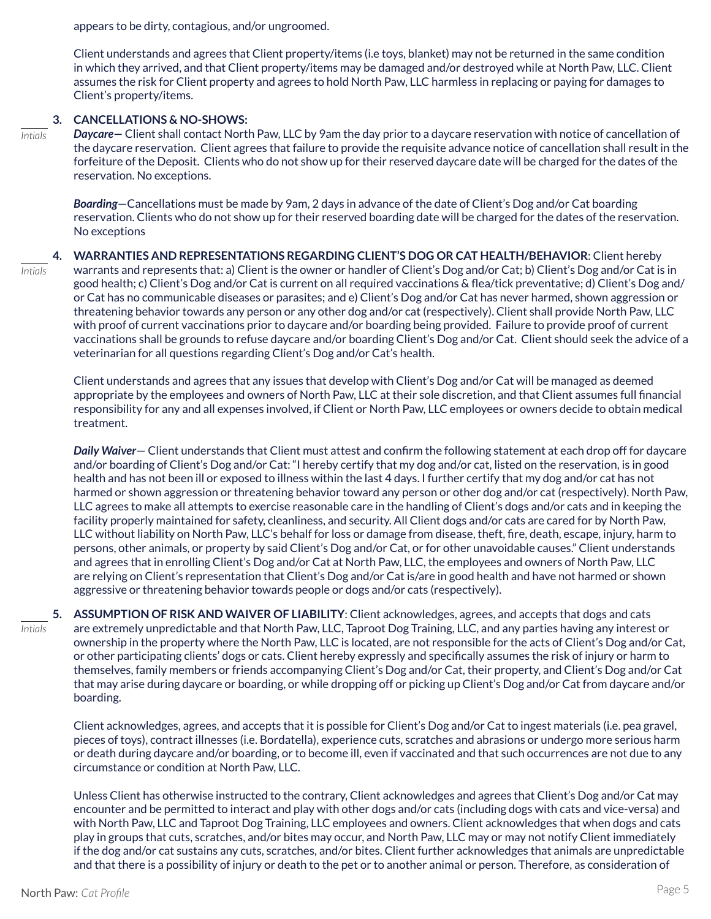appears to be dirty, contagious, and/or ungroomed.

Client understands and agrees that Client property/items (i.e toys, blanket) may not be returned in the same condition in which they arrived, and that Client property/items may be damaged and/or destroyed while at North Paw, LLC. Client assumes the risk for Client property and agrees to hold North Paw, LLC harmless in replacing or paying for damages to Client's property/items.

_____ *Intials*

**3. CANCELLATIONS & NO-SHOWS:**

***Daycare—*** Client shall contact North Paw, LLC by 9am the day prior to a daycare reservation with notice of cancellation of the daycare reservation. Client agrees that failure to provide the requisite advance notice of cancellation shall result in the forfeiture of the Deposit. Clients who do not show up for their reserved daycare date will be charged for the dates of the reservation. No exceptions.

***Boarding***—Cancellations must be made by 9am, 2 days in advance of the date of Client's Dog and/or Cat boarding reservation. Clients who do not show up for their reserved boarding date will be charged for the dates of the reservation. No exceptions

_____ *Intials*

**4. WARRANTIES AND REPRESENTATIONS REGARDING CLIENT'S DOG OR CAT HEALTH/BEHAVIOR**: Client hereby warrants and represents that: a) Client is the owner or handler of Client's Dog and/or Cat; b) Client's Dog and/or Cat is in good health; c) Client's Dog and/or Cat is current on all required vaccinations & flea/tick preventative; d) Client's Dog and/or Cat has no communicable diseases or parasites; and e) Client's Dog and/or Cat has never harmed, shown aggression or threatening behavior towards any person or any other dog and/or cat (respectively). Client shall provide North Paw, LLC with proof of current vaccinations prior to daycare and/or boarding being provided. Failure to provide proof of current vaccinations shall be grounds to refuse daycare and/or boarding Client's Dog and/or Cat. Client should seek the advice of a veterinarian for all questions regarding Client's Dog and/or Cat's health.

Client understands and agrees that any issues that develop with Client's Dog and/or Cat will be managed as deemed appropriate by the employees and owners of North Paw, LLC at their sole discretion, and that Client assumes full financial responsibility for any and all expenses involved, if Client or North Paw, LLC employees or owners decide to obtain medical treatment.

***Daily Waiver***— Client understands that Client must attest and confirm the following statement at each drop off for daycare and/or boarding of Client's Dog and/or Cat: "I hereby certify that my dog and/or cat, listed on the reservation, is in good health and has not been ill or exposed to illness within the last 4 days. I further certify that my dog and/or cat has not harmed or shown aggression or threatening behavior toward any person or other dog and/or cat (respectively). North Paw, LLC agrees to make all attempts to exercise reasonable care in the handling of Client's dogs and/or cats and in keeping the facility properly maintained for safety, cleanliness, and security. All Client dogs and/or cats are cared for by North Paw, LLC without liability on North Paw, LLC's behalf for loss or damage from disease, theft, fire, death, escape, injury, harm to persons, other animals, or property by said Client's Dog and/or Cat, or for other unavoidable causes." Client understands and agrees that in enrolling Client's Dog and/or Cat at North Paw, LLC, the employees and owners of North Paw, LLC are relying on Client's representation that Client's Dog and/or Cat is/are in good health and have not harmed or shown aggressive or threatening behavior towards people or dogs and/or cats (respectively).

_____ *Intials*

**5. ASSUMPTION OF RISK AND WAIVER OF LIABILITY**: Client acknowledges, agrees, and accepts that dogs and cats are extremely unpredictable and that North Paw, LLC, Taproot Dog Training, LLC, and any parties having any interest or ownership in the property where the North Paw, LLC is located, are not responsible for the acts of Client's Dog and/or Cat, or other participating clients' dogs or cats. Client hereby expressly and specifically assumes the risk of injury or harm to themselves, family members or friends accompanying Client's Dog and/or Cat, their property, and Client's Dog and/or Cat that may arise during daycare or boarding, or while dropping off or picking up Client's Dog and/or Cat from daycare and/or boarding.

Client acknowledges, agrees, and accepts that it is possible for Client's Dog and/or Cat to ingest materials (i.e. pea gravel, pieces of toys), contract illnesses (i.e. Bordatella), experience cuts, scratches and abrasions or undergo more serious harm or death during daycare and/or boarding, or to become ill, even if vaccinated and that such occurrences are not due to any circumstance or condition at North Paw, LLC.

Unless Client has otherwise instructed to the contrary, Client acknowledges and agrees that Client's Dog and/or Cat may encounter and be permitted to interact and play with other dogs and/or cats (including dogs with cats and vice-versa) and with North Paw, LLC and Taproot Dog Training, LLC employees and owners. Client acknowledges that when dogs and cats play in groups that cuts, scratches, and/or bites may occur, and North Paw, LLC may or may not notify Client immediately if the dog and/or cat sustains any cuts, scratches, and/or bites. Client further acknowledges that animals are unpredictable and that there is a possibility of injury or death to the pet or to another animal or person. Therefore, as consideration of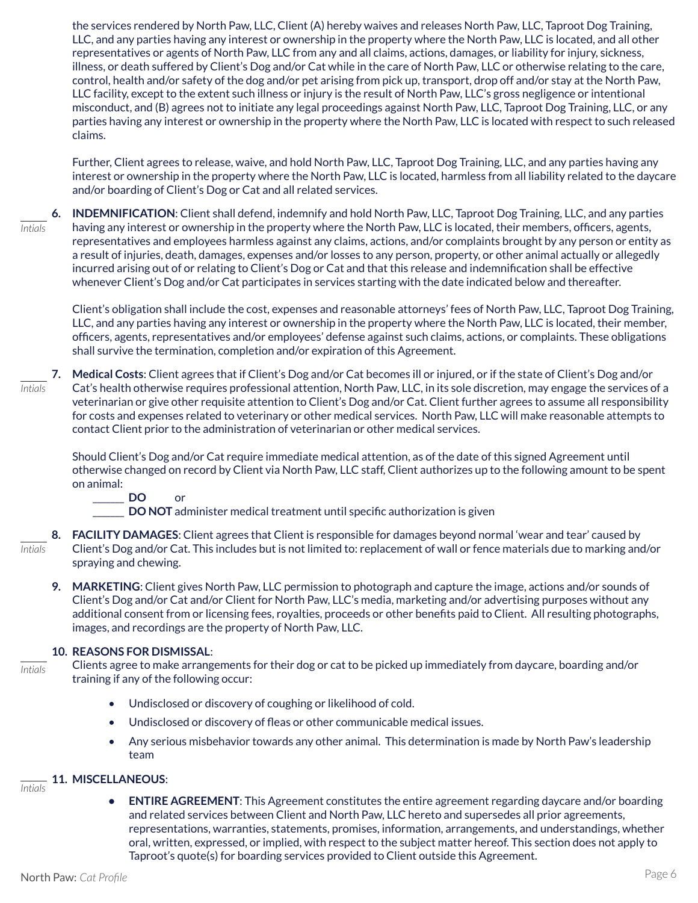the services rendered by North Paw, LLC, Client (A) hereby waives and releases North Paw, LLC, Taproot Dog Training, LLC, and any parties having any interest or ownership in the property where the North Paw, LLC is located, and all other representatives or agents of North Paw, LLC from any and all claims, actions, damages, or liability for injury, sickness, illness, or death suffered by Client's Dog and/or Cat while in the care of North Paw, LLC or otherwise relating to the care, control, health and/or safety of the dog and/or pet arising from pick up, transport, drop off and/or stay at the North Paw, LLC facility, except to the extent such illness or injury is the result of North Paw, LLC's gross negligence or intentional misconduct, and (B) agrees not to initiate any legal proceedings against North Paw, LLC, Taproot Dog Training, LLC, or any parties having any interest or ownership in the property where the North Paw, LLC is located with respect to such released claims.

Further, Client agrees to release, waive, and hold North Paw, LLC, Taproot Dog Training, LLC, and any parties having any interest or ownership in the property where the North Paw, LLC is located, harmless from all liability related to the daycare and/or boarding of Client's Dog or Cat and all related services.

_____ *Intials*

6. **INDEMNIFICATION**: Client shall defend, indemnify and hold North Paw, LLC, Taproot Dog Training, LLC, and any parties having any interest or ownership in the property where the North Paw, LLC is located, their members, officers, agents, representatives and employees harmless against any claims, actions, and/or complaints brought by any person or entity as a result of injuries, death, damages, expenses and/or losses to any person, property, or other animal actually or allegedly incurred arising out of or relating to Client's Dog or Cat and that this release and indemnification shall be effective whenever Client's Dog and/or Cat participates in services starting with the date indicated below and thereafter.

   Client's obligation shall include the cost, expenses and reasonable attorneys' fees of North Paw, LLC, Taproot Dog Training, LLC, and any parties having any interest or ownership in the property where the North Paw, LLC is located, their member, officers, agents, representatives and/or employees' defense against such claims, actions, or complaints. These obligations shall survive the termination, completion and/or expiration of this Agreement.

_____ *Intials*

7. **Medical Costs**: Client agrees that if Client's Dog and/or Cat becomes ill or injured, or if the state of Client's Dog and/or Cat's health otherwise requires professional attention, North Paw, LLC, in its sole discretion, may engage the services of a veterinarian or give other requisite attention to Client's Dog and/or Cat. Client further agrees to assume all responsibility for costs and expenses related to veterinary or other medical services. North Paw, LLC will make reasonable attempts to contact Client prior to the administration of veterinarian or other medical services.

   Should Client's Dog and/or Cat require immediate medical attention, as of the date of this signed Agreement until otherwise changed on record by Client via North Paw, LLC staff, Client authorizes up to the following amount to be spent on animal:

   ______ **DO** or

   ______ **DO NOT** administer medical treatment until specific authorization is given

_____ *Intials*

8. **FACILITY DAMAGES**: Client agrees that Client is responsible for damages beyond normal 'wear and tear' caused by Client's Dog and/or Cat. This includes but is not limited to: replacement of wall or fence materials due to marking and/or spraying and chewing.

9. **MARKETING**: Client gives North Paw, LLC permission to photograph and capture the image, actions and/or sounds of Client's Dog and/or Cat and/or Client for North Paw, LLC's media, marketing and/or advertising purposes without any additional consent from or licensing fees, royalties, proceeds or other benefits paid to Client. All resulting photographs, images, and recordings are the property of North Paw, LLC.

_____ *Intials*

10. **REASONS FOR DISMISSAL**:
    Clients agree to make arrangements for their dog or cat to be picked up immediately from daycare, boarding and/or training if any of the following occur:

    - Undisclosed or discovery of coughing or likelihood of cold.
    - Undisclosed or discovery of fleas or other communicable medical issues.
    - Any serious misbehavior towards any other animal. This determination is made by North Paw's leadership team

_____ *Intials*

11. **MISCELLANEOUS**:

    - **ENTIRE AGREEMENT**: This Agreement constitutes the entire agreement regarding daycare and/or boarding and related services between Client and North Paw, LLC hereto and supersedes all prior agreements, representations, warranties, statements, promises, information, arrangements, and understandings, whether oral, written, expressed, or implied, with respect to the subject matter hereof. This section does not apply to Taproot's quote(s) for boarding services provided to Client outside this Agreement.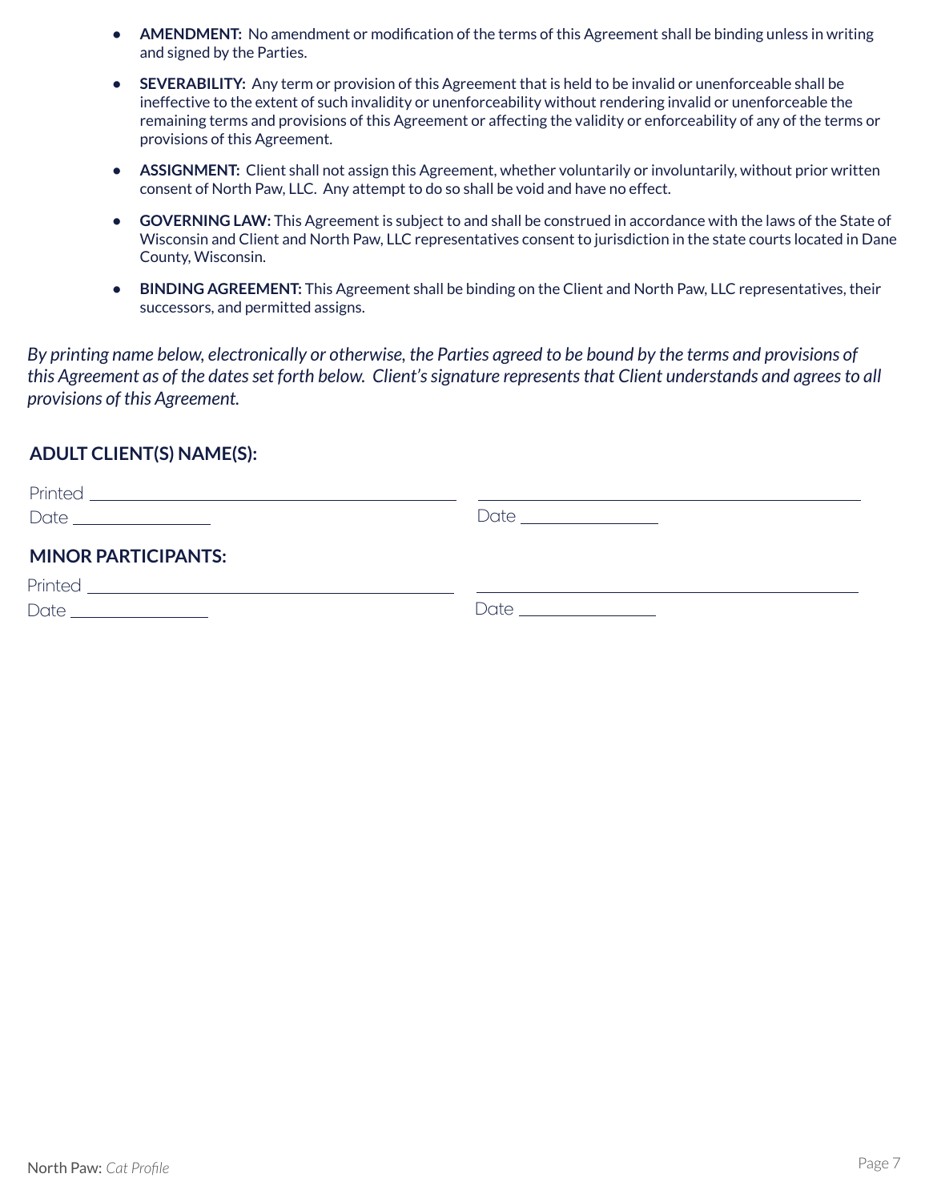- **AMENDMENT:** No amendment or modification of the terms of this Agreement shall be binding unless in writing and signed by the Parties.
- **SEVERABILITY:** Any term or provision of this Agreement that is held to be invalid or unenforceable shall be ineffective to the extent of such invalidity or unenforceability without rendering invalid or unenforceable the remaining terms and provisions of this Agreement or affecting the validity or enforceability of any of the terms or provisions of this Agreement.
- **ASSIGNMENT:** Client shall not assign this Agreement, whether voluntarily or involuntarily, without prior written consent of North Paw, LLC. Any attempt to do so shall be void and have no effect.
- **GOVERNING LAW:** This Agreement is subject to and shall be construed in accordance with the laws of the State of Wisconsin and Client and North Paw, LLC representatives consent to jurisdiction in the state courts located in Dane County, Wisconsin.
- **BINDING AGREEMENT:** This Agreement shall be binding on the Client and North Paw, LLC representatives, their successors, and permitted assigns.

*By printing name below, electronically or otherwise, the Parties agreed to be bound by the terms and provisions of this Agreement as of the dates set forth below. Client's signature represents that Client understands and agrees to all provisions of this Agreement.*

**ADULT CLIENT(S) NAME(S):**

Printed ______________________________ ______________________________

Date ______________ Date ______________

**MINOR PARTICIPANTS:**

Printed ______________________________ ______________________________

Date ______________ Date ______________